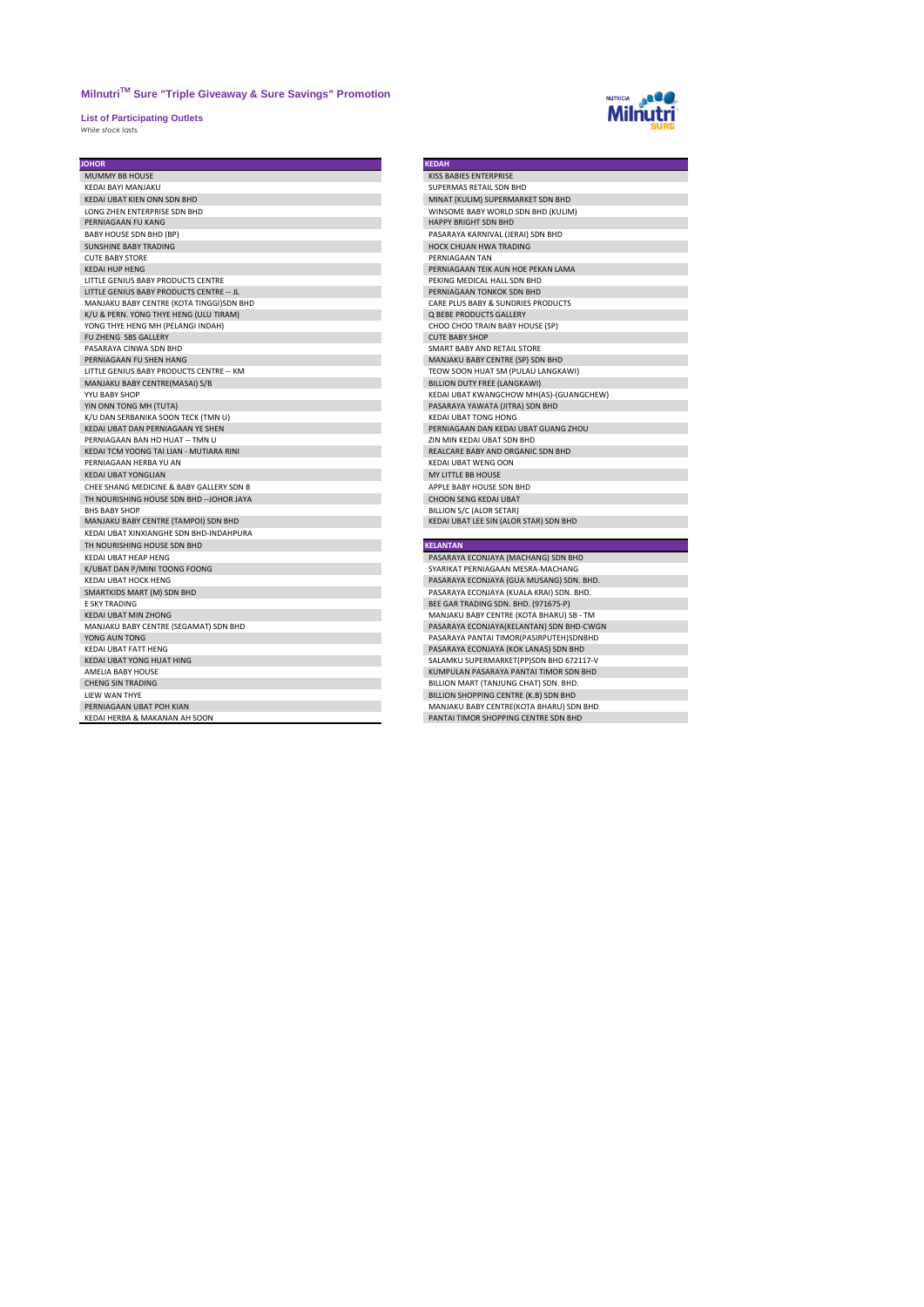# Milnutri$^{TM}$ Sure "Triple Giveaway & Sure Savings" Promotion

**List of Participating Outlets**

*While stock lasts.*

| JOHOR |
| --- |
| MUMMY BB HOUSE |
| KEDAI BAYI MANJAKU |
| KEDAI UBAT KIEN ONN SDN BHD |
| LONG ZHEN ENTERPRISE SDN BHD |
| PERNIAGAAN FU KANG |
| BABY HOUSE SDN BHD (BP) |
| SUNSHINE BABY TRADING |
| CUTE BABY STORE |
| KEDAI HUP HENG |
| LITTLE GENIUS BABY PRODUCTS CENTRE |
| LITTLE GENIUS BABY PRODUCTS CENTRE -- JL |
| MANJAKU BABY CENTRE (KOTA TINGGI)SDN BHD |
| K/U & PERN. YONG THYE HENG (ULU TIRAM) |
| YONG THYE HENG MH (PELANGI INDAH) |
| FU ZHENG SBS GALLERY |
| PASARAYA CINWA SDN BHD |
| PERNIAGAAN FU SHEN HANG |
| LITTLE GENIUS BABY PRODUCTS CENTRE -- KM |
| MANJAKU BABY CENTRE(MASAI) S/B |
| YYU BABY SHOP |
| YIN ONN TONG MH (TUTA) |
| K/U DAN SERBANIKA SOON TECK (TMN U) |
| KEDAI UBAT DAN PERNIAGAAN YE SHEN |
| PERNIAGAAN BAN HO HUAT -- TMN U |
| KEDAI TCM YOONG TAI LIAN - MUTIARA RINI |
| PERNIAGAAN HERBA YU AN |
| KEDAI UBAT YONGLIAN |
| CHEE SHANG MEDICINE & BABY GALLERY SDN B |
| TH NOURISHING HOUSE SDN BHD --JOHOR JAYA |
| BHS BABY SHOP |
| MANJAKU BABY CENTRE (TAMPOI) SDN BHD |
| KEDAI UBAT XINXIANGHE SDN BHD-INDAHPURA |
| TH NOURISHING HOUSE SDN BHD |
| KEDAI UBAT HEAP HENG |
| K/UBAT DAN P/MINI TOONG FOONG |
| KEDAI UBAT HOCK HENG |
| SMARTKIDS MART (M) SDN BHD |
| E SKY TRADING |
| KEDAI UBAT MIN ZHONG |
| MANJAKU BABY CENTRE (SEGAMAT) SDN BHD |
| YONG AUN TONG |
| KEDAI UBAT FATT HENG |
| KEDAI UBAT YONG HUAT HING |
| AMELIA BABY HOUSE |
| CHENG SIN TRADING |
| LIEW WAN THYE |
| PERNIAGAAN UBAT POH KIAN |
| KEDAI HERBA & MAKANAN AH SOON |

| KEDAH |
| --- |
| KISS BABIES ENTERPRISE |
| SUPERMAS RETAIL SDN BHD |
| MINAT (KULIM) SUPERMARKET SDN BHD |
| WINSOME BABY WORLD SDN BHD (KULIM) |
| HAPPY BRIGHT SDN BHD |
| PASARAYA KARNIVAL (JERAI) SDN BHD |
| HOCK CHUAN HWA TRADING |
| PERNIAGAAN TAN |
| PERNIAGAAN TEIK AUN HOE PEKAN LAMA |
| PEKING MEDICAL HALL SDN BHD |
| PERNIAGAAN TONKOK SDN BHD |
| CARE PLUS BABY & SUNDRIES PRODUCTS |
| Q BEBE PRODUCTS GALLERY |
| CHOO CHOO TRAIN BABY HOUSE (SP) |
| CUTE BABY SHOP |
| SMART BABY AND RETAIL STORE |
| MANJAKU BABY CENTRE (SP) SDN BHD |
| TEOW SOON HUAT SM (PULAU LANGKAWI) |
| BILLION DUTY FREE (LANGKAWI) |
| KEDAI UBAT KWANGCHOW MH(AS)-(GUANGCHEW) |
| PASARAYA YAWATA (JITRA) SDN BHD |
| KEDAI UBAT TONG HONG |
| PERNIAGAAN DAN KEDAI UBAT GUANG ZHOU |
| ZIN MIN KEDAI UBAT SDN BHD |
| REALCARE BABY AND ORGANIC SDN BHD |
| KEDAI UBAT WENG OON |
| MY LITTLE BB HOUSE |
| APPLE BABY HOUSE SDN BHD |
| CHOON SENG KEDAI UBAT |
| BILLION S/C (ALOR SETAR) |
| KEDAI UBAT LEE SIN (ALOR STAR) SDN BHD |

| KELANTAN |
| --- |
| PASARAYA ECONJAYA (MACHANG) SDN BHD |
| SYARIKAT PERNIAGAAN MESRA-MACHANG |
| PASARAYA ECONJAYA (GUA MUSANG) SDN. BHD. |
| PASARAYA ECONJAYA (KUALA KRAI) SDN. BHD. |
| BEE GAR TRADING SDN. BHD. (971675-P) |
| MANJAKU BABY CENTRE (KOTA BHARU) SB - TM |
| PASARAYA ECONJAYA(KELANTAN) SDN BHD-CWGN |
| PASARAYA PANTAI TIMOR(PASIRPUTEH)SDNBHD |
| PASARAYA ECONJAYA (KOK LANAS) SDN BHD |
| SALAMKU SUPERMARKET(PP)SDN BHD 672117-V |
| KUMPULAN PASARAYA PANTAI TIMOR SDN BHD |
| BILLION MART (TANJUNG CHAT) SDN. BHD. |
| BILLION SHOPPING CENTRE (K.B) SDN BHD |
| MANJAKU BABY CENTRE(KOTA BHARU) SDN BHD |
| PANTAI TIMOR SHOPPING CENTRE SDN BHD |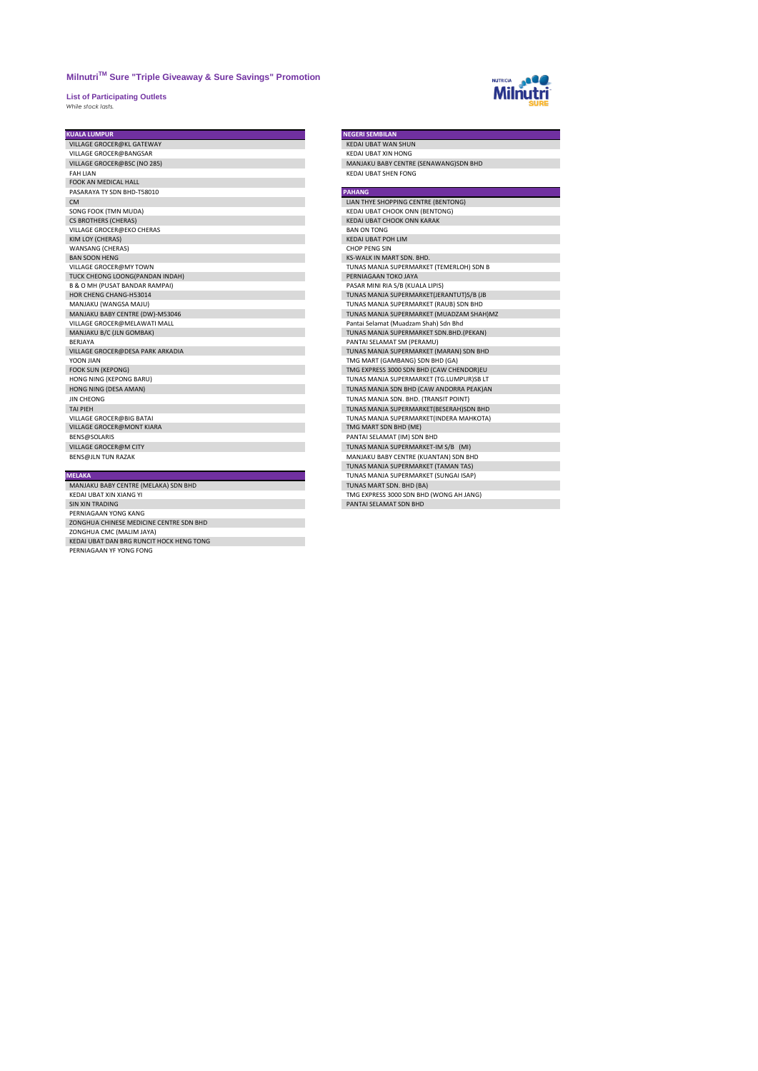## Milnutri™ Sure "Triple Giveaway & Sure Savings" Promotion

**List of Participating Outlets**

*While stock lasts.*

| KUALA LUMPUR |
|---|
| VILLAGE GROCER@KL GATEWAY |
| VILLAGE GROCER@BANGSAR |
| VILLAGE GROCER@BSC (NO 285) |
| FAH LIAN |
| FOOK AN MEDICAL HALL |
| PASARAYA TY SDN BHD-T58010 |
| CM |
| SONG FOOK (TMN MUDA) |
| CS BROTHERS (CHERAS) |
| VILLAGE GROCER@EKO CHERAS |
| KIM LOY (CHERAS) |
| WANSANG (CHERAS) |
| BAN SOON HENG |
| VILLAGE GROCER@MY TOWN |
| TUCK CHEONG LOONG(PANDAN INDAH) |
| B & O MH (PUSAT BANDAR RAMPAI) |
| HOR CHENG CHANG-H53014 |
| MANJAKU (WANGSA MAJU) |
| MANJAKU BABY CENTRE (DW)-M53046 |
| VILLAGE GROCER@MELAWATI MALL |
| MANJAKU B/C (JLN GOMBAK) |
| BERJAYA |
| VILLAGE GROCER@DESA PARK ARKADIA |
| YOON JIAN |
| FOOK SUN (KEPONG) |
| HONG NING (KEPONG BARU) |
| HONG NING (DESA AMAN) |
| JIN CHEONG |
| TAI PIEH |
| VILLAGE GROCER@BIG BATAI |
| VILLAGE GROCER@MONT KIARA |
| BENS@SOLARIS |
| VILLAGE GROCER@M CITY |
| BENS@JLN TUN RAZAK |

| MELAKA |
|---|
| MANJAKU BABY CENTRE (MELAKA) SDN BHD |
| KEDAI UBAT XIN XIANG YI |
| SIN XIN TRADING |
| PERNIAGAAN YONG KANG |
| ZONGHUA CHINESE MEDICINE CENTRE SDN BHD |
| ZONGHUA CMC (MALIM JAYA) |
| KEDAI UBAT DAN BRG RUNCIT HOCK HENG TONG |
| PERNIAGAAN YF YONG FONG |

| NEGERI SEMBILAN |
|---|
| KEDAI UBAT WAN SHUN |
| KEDAI UBAT XIN HONG |
| MANJAKU BABY CENTRE (SENAWANG)SDN BHD |
| KEDAI UBAT SHEN FONG |

| PAHANG |
|---|
| LIAN THYE SHOPPING CENTRE (BENTONG) |
| KEDAI UBAT CHOOK ONN (BENTONG) |
| KEDAI UBAT CHOOK ONN KARAK |
| BAN ON TONG |
| KEDAI UBAT POH LIM |
| CHOP PENG SIN |
| KS-WALK IN MART SDN. BHD. |
| TUNAS MANJA SUPERMARKET (TEMERLOH) SDN B |
| PERNIAGAAN TOKO JAYA |
| PASAR MINI RIA S/B (KUALA LIPIS) |
| TUNAS MANJA SUPERMARKET(JERANTUT)S/B (JB |
| TUNAS MANJA SUPERMARKET (RAUB) SDN BHD |
| TUNAS MANJA SUPERMARKET (MUADZAM SHAH)MZ |
| Pantai Selamat (Muadzam Shah) Sdn Bhd |
| TUNAS MANJA SUPERMARKET SDN.BHD.(PEKAN) |
| PANTAI SELAMAT SM (PERAMU) |
| TUNAS MANJA SUPERMARKET (MARAN) SDN BHD |
| TMG MART (GAMBANG) SDN BHD (GA) |
| TMG EXPRESS 3000 SDN BHD (CAW CHENDOR)EU |
| TUNAS MANJA SUPERMARKET (TG.LUMPUR)SB LT |
| TUNAS MANJA SDN BHD (CAW ANDORRA PEAK)AN |
| TUNAS MANJA SDN. BHD. (TRANSIT POINT) |
| TUNAS MANJA SUPERMARKET(BESERAH)SDN BHD |
| TUNAS MANJA SUPERMARKET(INDERA MAHKOTA) |
| TMG MART SDN BHD (ME) |
| PANTAI SELAMAT (IM) SDN BHD |
| TUNAS MANJA SUPERMARKET-IM S/B (MI) |
| MANJAKU BABY CENTRE (KUANTAN) SDN BHD |
| TUNAS MANJA SUPERMARKET (TAMAN TAS) |
| TUNAS MANJA SUPERMARKET (SUNGAI ISAP) |
| TUNAS MART SDN. BHD (BA) |
| TMG EXPRESS 3000 SDN BHD (WONG AH JANG) |
| PANTAI SELAMAT SDN BHD |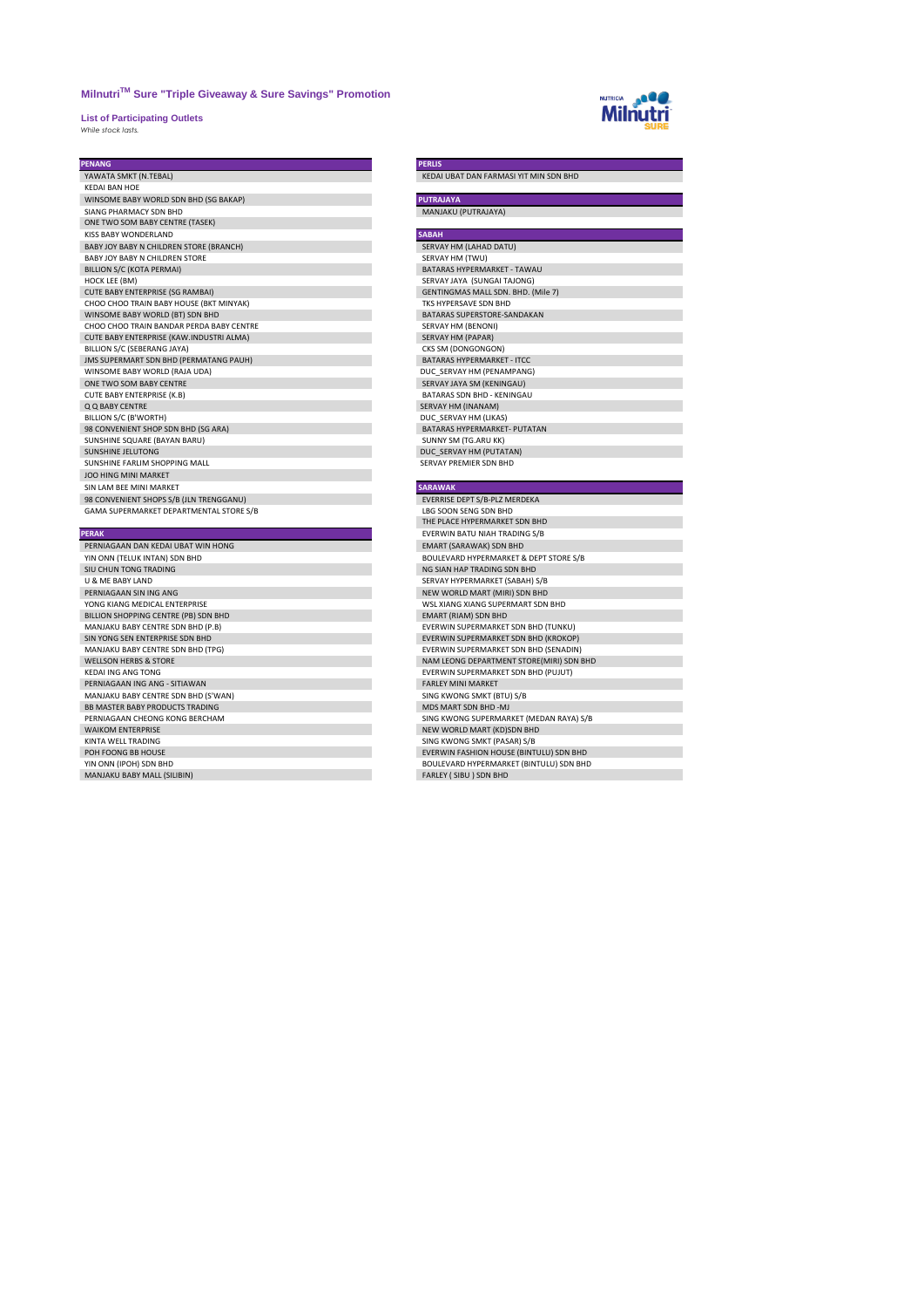## Milnutri[TM] Sure "Triple Giveaway & Sure Savings" Promotion

**List of Participating Outlets**

*While stock lasts.*

| PENANG |
|---|
| YAWATA SMKT (N.TEBAL) |
| KEDAI BAN HOE |
| WINSOME BABY WORLD SDN BHD (SG BAKAP) |
| SIANG PHARMACY SDN BHD |
| ONE TWO SOM BABY CENTRE (TASEK) |
| KISS BABY WONDERLAND |
| BABY JOY BABY N CHILDREN STORE (BRANCH) |
| BABY JOY BABY N CHILDREN STORE |
| BILLION S/C (KOTA PERMAI) |
| HOCK LEE (BM) |
| CUTE BABY ENTERPRISE (SG RAMBAI) |
| CHOO CHOO TRAIN BABY HOUSE (BKT MINYAK) |
| WINSOME BABY WORLD (BT) SDN BHD |
| CHOO CHOO TRAIN BANDAR PERDA BABY CENTRE |
| CUTE BABY ENTERPRISE (KAW.INDUSTRI ALMA) |
| BILLION S/C (SEBERANG JAYA) |
| JMS SUPERMART SDN BHD (PERMATANG PAUH) |
| WINSOME BABY WORLD (RAJA UDA) |
| ONE TWO SOM BABY CENTRE |
| CUTE BABY ENTERPRISE (K.B) |
| Q Q BABY CENTRE |
| BILLION S/C (B'WORTH) |
| 98 CONVENIENT SHOP SDN BHD (SG ARA) |
| SUNSHINE SQUARE (BAYAN BARU) |
| SUNSHINE JELUTONG |
| SUNSHINE FARLIM SHOPPING MALL |
| JOO HING MINI MARKET |
| SIN LAM BEE MINI MARKET |
| 98 CONVENIENT SHOPS S/B (JLN TRENGGANU) |
| GAMA SUPERMARKET DEPARTMENTAL STORE S/B |

| PERAK |
|---|
| PERNIAGAAN DAN KEDAI UBAT WIN HONG |
| YIN ONN (TELUK INTAN) SDN BHD |
| SIU CHUN TONG TRADING |
| U & ME BABY LAND |
| PERNIAGAAN SIN ING ANG |
| YONG KIANG MEDICAL ENTERPRISE |
| BILLION SHOPPING CENTRE (PB) SDN BHD |
| MANJAKU BABY CENTRE SDN BHD (P.B) |
| SIN YONG SEN ENTERPRISE SDN BHD |
| MANJAKU BABY CENTRE SDN BHD (TPG) |
| WELLSON HERBS & STORE |
| KEDAI ING ANG TONG |
| PERNIAGAAN ING ANG - SITIAWAN |
| MANJAKU BABY CENTRE SDN BHD (S'WAN) |
| BB MASTER BABY PRODUCTS TRADING |
| PERNIAGAAN CHEONG KONG BERCHAM |
| WAIKOM ENTERPRISE |
| KINTA WELL TRADING |
| POH FOONG BB HOUSE |
| YIN ONN (IPOH) SDN BHD |
| MANJAKU BABY MALL (SILIBIN) |

| PERLIS |
|---|
| KEDAI UBAT DAN FARMASI YIT MIN SDN BHD |

| PUTRAJAYA |
|---|
| MANJAKU (PUTRAJAYA) |

| SABAH |
|---|
| SERVAY HM (LAHAD DATU) |
| SERVAY HM (TWU) |
| BATARAS HYPERMARKET - TAWAU |
| SERVAY JAYA (SUNGAI TAJONG) |
| GENTINGMAS MALL SDN. BHD. (Mile 7) |
| TKS HYPERSAVE SDN BHD |
| BATARAS SUPERSTORE-SANDAKAN |
| SERVAY HM (BENONI) |
| SERVAY HM (PAPAR) |
| CKS SM (DONGONGON) |
| BATARAS HYPERMARKET - ITCC |
| DUC_SERVAY HM (PENAMPANG) |
| SERVAY JAYA SM (KENINGAU) |
| BATARAS SDN BHD - KENINGAU |
| SERVAY HM (INANAM) |
| DUC_SERVAY HM (LIKAS) |
| BATARAS HYPERMARKET- PUTATAN |
| SUNNY SM (TG.ARU KK) |
| DUC_SERVAY HM (PUTATAN) |
| SERVAY PREMIER SDN BHD |

| SARAWAK |
|---|
| EVERRISE DEPT S/B-PLZ MERDEKA |
| LBG SOON SENG SDN BHD |
| THE PLACE HYPERMARKET SDN BHD |
| EVERWIN BATU NIAH TRADING S/B |
| EMART (SARAWAK) SDN BHD |
| BOULEVARD HYPERMARKET & DEPT STORE S/B |
| NG SIAN HAP TRADING SDN BHD |
| SERVAY HYPERMARKET (SABAH) S/B |
| NEW WORLD MART (MIRI) SDN BHD |
| WSL XIANG XIANG SUPERMART SDN BHD |
| EMART (RIAM) SDN BHD |
| EVERWIN SUPERMARKET SDN BHD (TUNKU) |
| EVERWIN SUPERMARKET SDN BHD (KROKOP) |
| EVERWIN SUPERMARKET SDN BHD (SENADIN) |
| NAM LEONG DEPARTMENT STORE(MIRI) SDN BHD |
| EVERWIN SUPERMARKET SDN BHD (PUJUT) |
| FARLEY MINI MARKET |
| SING KWONG SMKT (BTU) S/B |
| MDS MART SDN BHD -MJ |
| SING KWONG SUPERMARKET (MEDAN RAYA) S/B |
| NEW WORLD MART (KD)SDN BHD |
| SING KWONG SMKT (PASAR) S/B |
| EVERWIN FASHION HOUSE (BINTULU) SDN BHD |
| BOULEVARD HYPERMARKET (BINTULU) SDN BHD |
| FARLEY ( SIBU ) SDN BHD |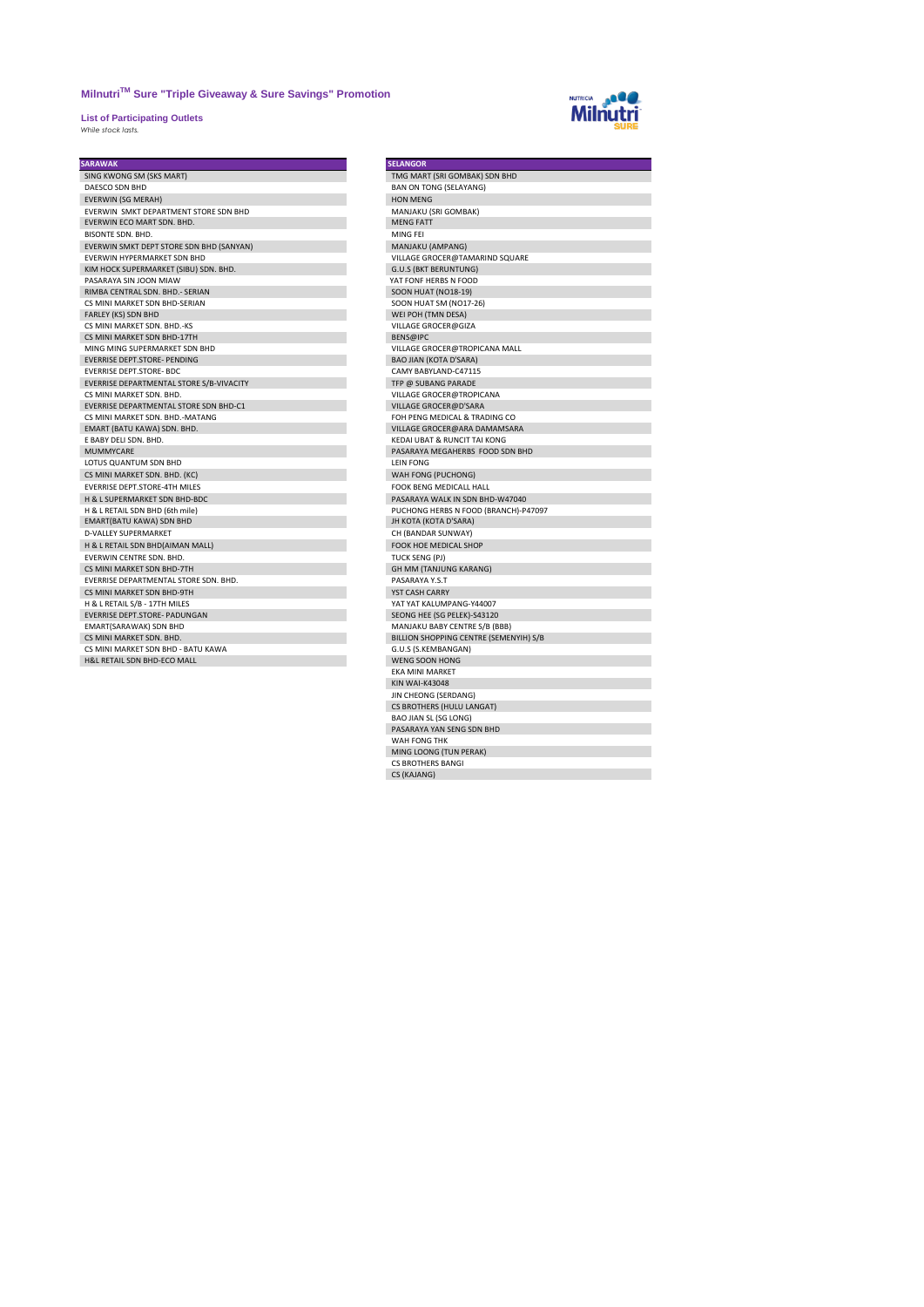## Milnutri$^{TM}$ Sure "Triple Giveaway & Sure Savings" Promotion

**List of Participating Outlets**

*While stock lasts.*

| SARAWAK |
|---|
| SING KWONG SM (SKS MART) |
| DAESCO SDN BHD |
| EVERWIN (SG MERAH) |
| EVERWIN SMKT DEPARTMENT STORE SDN BHD |
| EVERWIN ECO MART SDN. BHD. |
| BISONTE SDN. BHD. |
| EVERWIN SMKT DEPT STORE SDN BHD (SANYAN) |
| EVERWIN HYPERMARKET SDN BHD |
| KIM HOCK SUPERMARKET (SIBU) SDN. BHD. |
| PASARAYA SIN JOON MIAW |
| RIMBA CENTRAL SDN. BHD.- SERIAN |
| CS MINI MARKET SDN BHD-SERIAN |
| FARLEY (KS) SDN BHD |
| CS MINI MARKET SDN. BHD.-KS |
| CS MINI MARKET SDN BHD-17TH |
| MING MING SUPERMARKET SDN BHD |
| EVERRISE DEPT.STORE- PENDING |
| EVERRISE DEPT.STORE- BDC |
| EVERRISE DEPARTMENTAL STORE S/B-VIVACITY |
| CS MINI MARKET SDN. BHD. |
| EVERRISE DEPARTMENTAL STORE SDN BHD-C1 |
| CS MINI MARKET SDN. BHD.-MATANG |
| EMART (BATU KAWA) SDN. BHD. |
| E BABY DELI SDN. BHD. |
| MUMMYCARE |
| LOTUS QUANTUM SDN BHD |
| CS MINI MARKET SDN. BHD. (KC) |
| EVERRISE DEPT.STORE-4TH MILES |
| H & L SUPERMARKET SDN BHD-BDC |
| H & L RETAIL SDN BHD (6th mile) |
| EMART(BATU KAWA) SDN BHD |
| D-VALLEY SUPERMARKET |
| H & L RETAIL SDN BHD(AIMAN MALL) |
| EVERWIN CENTRE SDN. BHD. |
| CS MINI MARKET SDN BHD-7TH |
| EVERRISE DEPARTMENTAL STORE SDN. BHD. |
| CS MINI MARKET SDN BHD-9TH |
| H & L RETAIL S/B - 17TH MILES |
| EVERRISE DEPT.STORE- PADUNGAN |
| EMART(SARAWAK) SDN BHD |
| CS MINI MARKET SDN. BHD. |
| CS MINI MARKET SDN BHD - BATU KAWA |
| H&L RETAIL SDN BHD-ECO MALL |

| SELANGOR |
|---|
| TMG MART (SRI GOMBAK) SDN BHD |
| BAN ON TONG (SELAYANG) |
| HON MENG |
| MANJAKU (SRI GOMBAK) |
| MENG FATT |
| MING FEI |
| MANJAKU (AMPANG) |
| VILLAGE GROCER@TAMARIND SQUARE |
| G.U.S (BKT BERUNTUNG) |
| YAT FONF HERBS N FOOD |
| SOON HUAT (NO18-19) |
| SOON HUAT SM (NO17-26) |
| WEI POH (TMN DESA) |
| VILLAGE GROCER@GIZA |
| BENS@IPC |
| VILLAGE GROCER@TROPICANA MALL |
| BAO JIAN (KOTA D'SARA) |
| CAMY BABYLAND-C47115 |
| TFP @ SUBANG PARADE |
| VILLAGE GROCER@TROPICANA |
| VILLAGE GROCER@D'SARA |
| FOH PENG MEDICAL & TRADING CO |
| VILLAGE GROCER@ARA DAMAMSARA |
| KEDAI UBAT & RUNCIT TAI KONG |
| PASARAYA MEGAHERBS FOOD SDN BHD |
| LEIN FONG |
| WAH FONG (PUCHONG) |
| FOOK BENG MEDICALL HALL |
| PASARAYA WALK IN SDN BHD-W47040 |
| PUCHONG HERBS N FOOD (BRANCH)-P47097 |
| JH KOTA (KOTA D'SARA) |
| CH (BANDAR SUNWAY) |
| FOOK HOE MEDICAL SHOP |
| TUCK SENG (PJ) |
| GH MM (TANJUNG KARANG) |
| PASARAYA Y.S.T |
| YST CASH CARRY |
| YAT YAT KALUMPANG-Y44007 |
| SEONG HEE (SG PELEK)-S43120 |
| MANJAKU BABY CENTRE S/B (BBB) |
| BILLION SHOPPING CENTRE (SEMENYIH) S/B |
| G.U.S (S.KEMBANGAN) |
| WENG SOON HONG |
| EKA MINI MARKET |
| KIN WAI-K43048 |
| JIN CHEONG (SERDANG) |
| CS BROTHERS (HULU LANGAT) |
| BAO JIAN SL (SG LONG) |
| PASARAYA YAN SENG SDN BHD |
| WAH FONG THK |
| MING LOONG (TUN PERAK) |
| CS BROTHERS BANGI |
| CS (KAJANG) |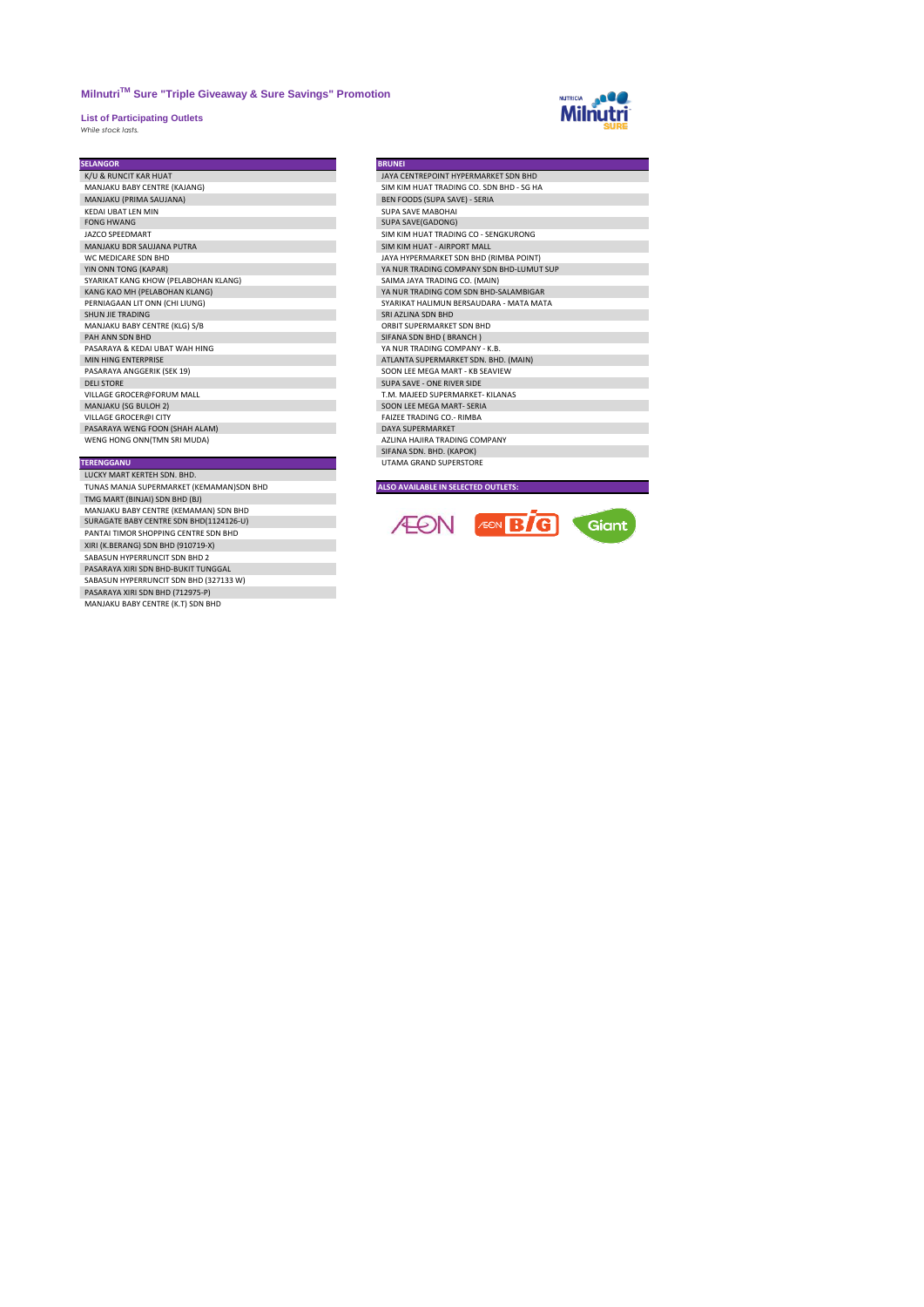# Milnutri[TM] Sure "Triple Giveaway & Sure Savings" Promotion

**List of Participating Outlets**

*While stock lasts.*

| SELANGOR |
|---|
| K/U & RUNCIT KAR HUAT |
| MANJAKU BABY CENTRE (KAJANG) |
| MANJAKU (PRIMA SAUJANA) |
| KEDAI UBAT LEN MIN |
| FONG HWANG |
| JAZCO SPEEDMART |
| MANJAKU BDR SAUJANA PUTRA |
| WC MEDICARE SDN BHD |
| YIN ONN TONG (KAPAR) |
| SYARIKAT KANG KHOW (PELABOHAN KLANG) |
| KANG KAO MH (PELABOHAN KLANG) |
| PERNIAGAAN LIT ONN (CHI LIUNG) |
| SHUN JIE TRADING |
| MANJAKU BABY CENTRE (KLG) S/B |
| PAH ANN SDN BHD |
| PASARAYA & KEDAI UBAT WAH HING |
| MIN HING ENTERPRISE |
| PASARAYA ANGGERIK (SEK 19) |
| DELI STORE |
| VILLAGE GROCER@FORUM MALL |
| MANJAKU (SG BULOH 2) |
| VILLAGE GROCER@I CITY |
| PASARAYA WENG FOON (SHAH ALAM) |
| WENG HONG ONN(TMN SRI MUDA) |

| TERENGGANU |
|---|
| LUCKY MART KERTEH SDN. BHD. |
| TUNAS MANJA SUPERMARKET (KEMAMAN)SDN BHD |
| TMG MART (BINJAI) SDN BHD (BJ) |
| MANJAKU BABY CENTRE (KEMAMAN) SDN BHD |
| SURAGATE BABY CENTRE SDN BHD(1124126-U) |
| PANTAI TIMOR SHOPPING CENTRE SDN BHD |
| XIRI (K.BERANG) SDN BHD (910719-X) |
| SABASUN HYPERRUNCIT SDN BHD 2 |
| PASARAYA XIRI SDN BHD-BUKIT TUNGGAL |
| SABASUN HYPERRUNCIT SDN BHD (327133 W) |
| PASARAYA XIRI SDN BHD (712975-P) |
| MANJAKU BABY CENTRE (K.T) SDN BHD |

| BRUNEI |
|---|
| JAYA CENTREPOINT HYPERMARKET SDN BHD |
| SIM KIM HUAT TRADING CO. SDN BHD - SG HA |
| BEN FOODS (SUPA SAVE) - SERIA |
| SUPA SAVE MABOHAI |
| SUPA SAVE(GADONG) |
| SIM KIM HUAT TRADING CO - SENGKURONG |
| SIM KIM HUAT - AIRPORT MALL |
| JAYA HYPERMARKET SDN BHD (RIMBA POINT) |
| YA NUR TRADING COMPANY SDN BHD-LUMUT SUP |
| SAIMA JAYA TRADING CO. (MAIN) |
| YA NUR TRADING COM SDN BHD-SALAMBIGAR |
| SYARIKAT HALIMUN BERSAUDARA - MATA MATA |
| SRI AZLINA SDN BHD |
| ORBIT SUPERMARKET SDN BHD |
| SIFANA SDN BHD ( BRANCH ) |
| YA NUR TRADING COMPANY - K.B. |
| ATLANTA SUPERMARKET SDN. BHD. (MAIN) |
| SOON LEE MEGA MART - KB SEAVIEW |
| SUPA SAVE - ONE RIVER SIDE |
| T.M. MAJEED SUPERMARKET- KILANAS |
| SOON LEE MEGA MART- SERIA |
| FAIZEE TRADING CO.- RIMBA |
| DAYA SUPERMARKET |
| AZLINA HAJIRA TRADING COMPANY |
| SIFANA SDN. BHD. (KAPOK) |
| UTAMA GRAND SUPERSTORE |

**ALSO AVAILABLE IN SELECTED OUTLETS:**

AEON

AEON BiG

Giant